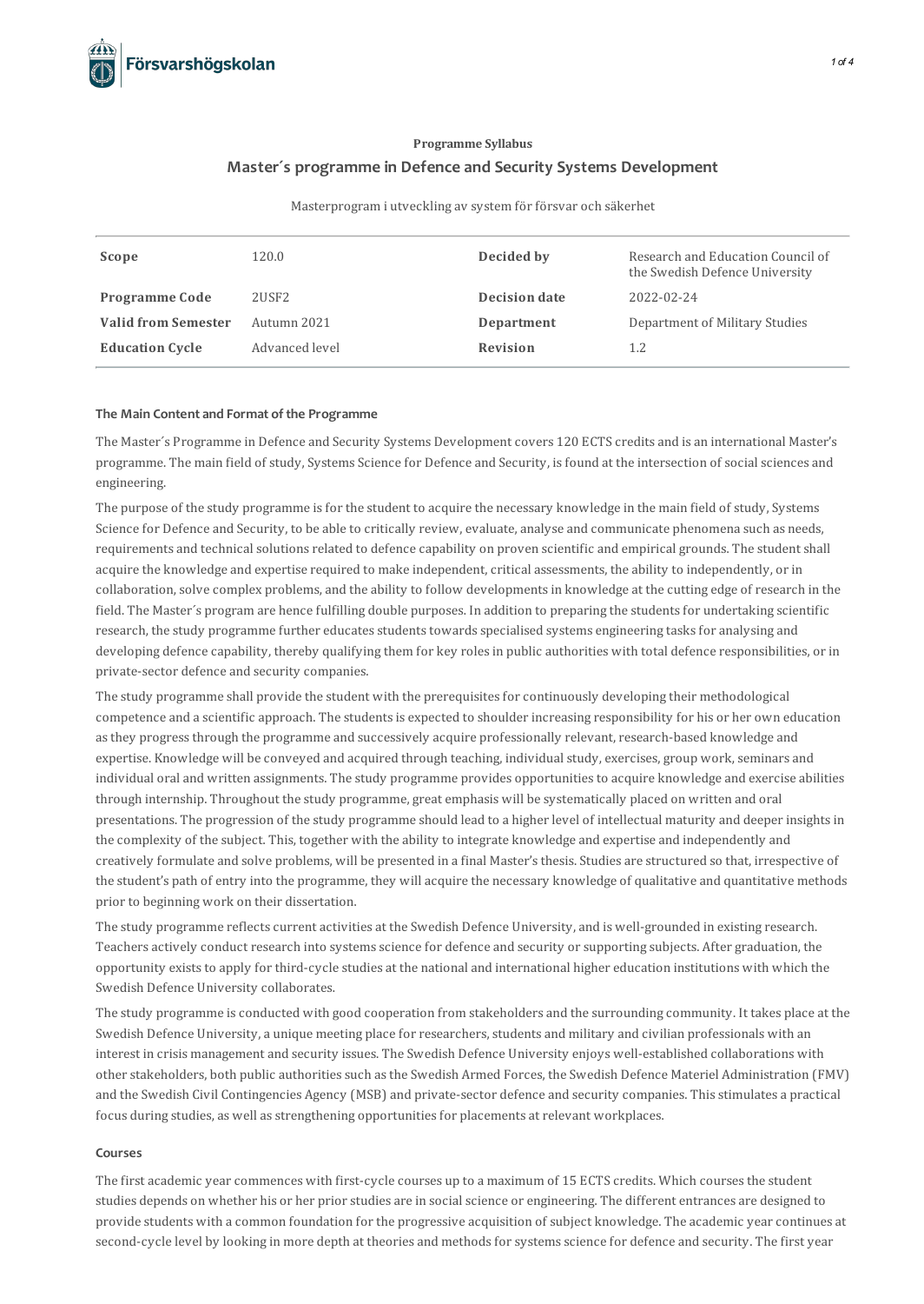**Programme Syllabus**

# Master´s programme in Defence and Security Systems Development

Masterprogram i utveckling av system för försvar och säkerhet

| | | | |
|---|---|---|---|
| **Scope** | 120.0 | **Decided by** | Research and Education Council of the Swedish Defence University |
| **Programme Code** | 2USF2 | **Decision date** | 2022-02-24 |
| **Valid from Semester** | Autumn 2021 | **Department** | Department of Military Studies |
| **Education Cycle** | Advanced level | **Revision** | 1.2 |

## The Main Content and Format of the Programme

The Master´s Programme in Defence and Security Systems Development covers 120 ECTS credits and is an international Master's programme. The main field of study, Systems Science for Defence and Security, is found at the intersection of social sciences and engineering.

The purpose of the study programme is for the student to acquire the necessary knowledge in the main field of study, Systems Science for Defence and Security, to be able to critically review, evaluate, analyse and communicate phenomena such as needs, requirements and technical solutions related to defence capability on proven scientific and empirical grounds. The student shall acquire the knowledge and expertise required to make independent, critical assessments, the ability to independently, or in collaboration, solve complex problems, and the ability to follow developments in knowledge at the cutting edge of research in the field. The Master´s program are hence fulfilling double purposes. In addition to preparing the students for undertaking scientific research, the study programme further educates students towards specialised systems engineering tasks for analysing and developing defence capability, thereby qualifying them for key roles in public authorities with total defence responsibilities, or in private-sector defence and security companies.

The study programme shall provide the student with the prerequisites for continuously developing their methodological competence and a scientific approach. The students is expected to shoulder increasing responsibility for his or her own education as they progress through the programme and successively acquire professionally relevant, research-based knowledge and expertise. Knowledge will be conveyed and acquired through teaching, individual study, exercises, group work, seminars and individual oral and written assignments. The study programme provides opportunities to acquire knowledge and exercise abilities through internship. Throughout the study programme, great emphasis will be systematically placed on written and oral presentations. The progression of the study programme should lead to a higher level of intellectual maturity and deeper insights in the complexity of the subject. This, together with the ability to integrate knowledge and expertise and independently and creatively formulate and solve problems, will be presented in a final Master's thesis. Studies are structured so that, irrespective of the student's path of entry into the programme, they will acquire the necessary knowledge of qualitative and quantitative methods prior to beginning work on their dissertation.

The study programme reflects current activities at the Swedish Defence University, and is well-grounded in existing research. Teachers actively conduct research into systems science for defence and security or supporting subjects. After graduation, the opportunity exists to apply for third-cycle studies at the national and international higher education institutions with which the Swedish Defence University collaborates.

The study programme is conducted with good cooperation from stakeholders and the surrounding community. It takes place at the Swedish Defence University, a unique meeting place for researchers, students and military and civilian professionals with an interest in crisis management and security issues. The Swedish Defence University enjoys well-established collaborations with other stakeholders, both public authorities such as the Swedish Armed Forces, the Swedish Defence Materiel Administration (FMV) and the Swedish Civil Contingencies Agency (MSB) and private-sector defence and security companies. This stimulates a practical focus during studies, as well as strengthening opportunities for placements at relevant workplaces.

## Courses

The first academic year commences with first-cycle courses up to a maximum of 15 ECTS credits. Which courses the student studies depends on whether his or her prior studies are in social science or engineering. The different entrances are designed to provide students with a common foundation for the progressive acquisition of subject knowledge. The academic year continues at second-cycle level by looking in more depth at theories and methods for systems science for defence and security. The first year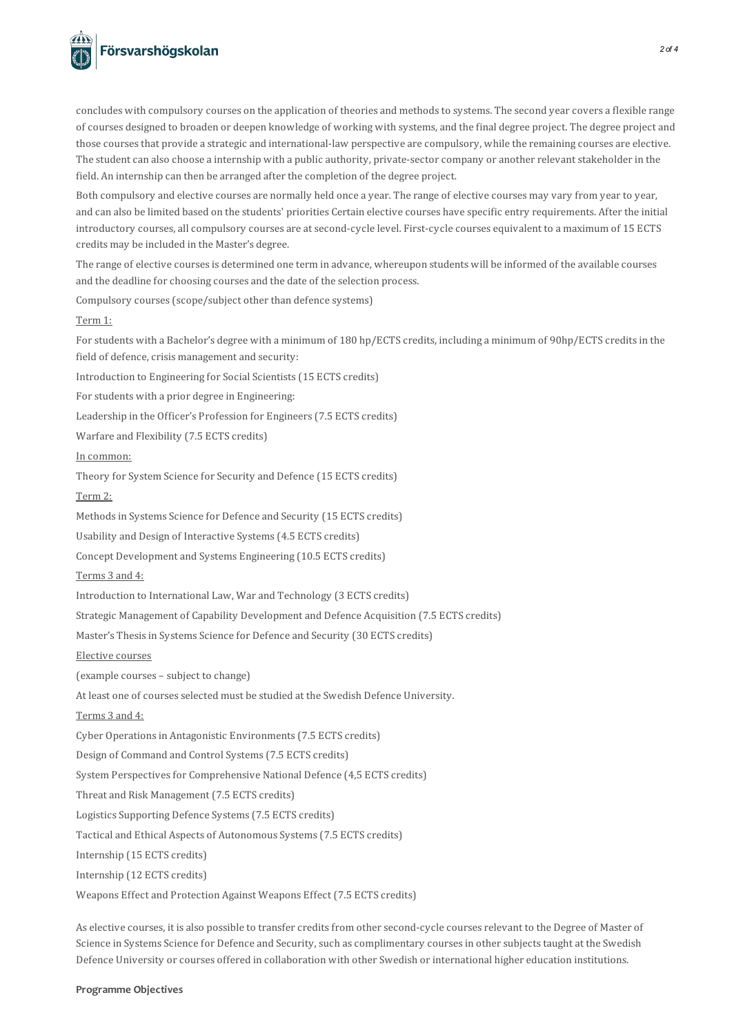concludes with compulsory courses on the application of theories and methods to systems. The second year covers a flexible range of courses designed to broaden or deepen knowledge of working with systems, and the final degree project. The degree project and those courses that provide a strategic and international-law perspective are compulsory, while the remaining courses are elective. The student can also choose a internship with a public authority, private-sector company or another relevant stakeholder in the field. An internship can then be arranged after the completion of the degree project.

Both compulsory and elective courses are normally held once a year. The range of elective courses may vary from year to year, and can also be limited based on the students' priorities Certain elective courses have specific entry requirements. After the initial introductory courses, all compulsory courses are at second-cycle level. First-cycle courses equivalent to a maximum of 15 ECTS credits may be included in the Master's degree.

The range of elective courses is determined one term in advance, whereupon students will be informed of the available courses and the deadline for choosing courses and the date of the selection process.

Compulsory courses (scope/subject other than defence systems)

Term 1:

For students with a Bachelor's degree with a minimum of 180 hp/ECTS credits, including a minimum of 90hp/ECTS credits in the field of defence, crisis management and security:

Introduction to Engineering for Social Scientists (15 ECTS credits)

For students with a prior degree in Engineering:

Leadership in the Officer's Profession for Engineers (7.5 ECTS credits)

Warfare and Flexibility (7.5 ECTS credits)

In common:

Theory for System Science for Security and Defence (15 ECTS credits)

Term 2:

Methods in Systems Science for Defence and Security (15 ECTS credits)

Usability and Design of Interactive Systems (4.5 ECTS credits)

Concept Development and Systems Engineering (10.5 ECTS credits)

Terms 3 and 4:

Introduction to International Law, War and Technology (3 ECTS credits)

Strategic Management of Capability Development and Defence Acquisition (7.5 ECTS credits)

Master's Thesis in Systems Science for Defence and Security (30 ECTS credits)

Elective courses

(example courses – subject to change)

At least one of courses selected must be studied at the Swedish Defence University.

Terms 3 and 4:

Cyber Operations in Antagonistic Environments (7.5 ECTS credits)

Design of Command and Control Systems (7.5 ECTS credits)

System Perspectives for Comprehensive National Defence (4,5 ECTS credits)

Threat and Risk Management (7.5 ECTS credits)

Logistics Supporting Defence Systems (7.5 ECTS credits)

Tactical and Ethical Aspects of Autonomous Systems (7.5 ECTS credits)

Internship (15 ECTS credits)

Internship (12 ECTS credits)

Weapons Effect and Protection Against Weapons Effect (7.5 ECTS credits)

As elective courses, it is also possible to transfer credits from other second-cycle courses relevant to the Degree of Master of Science in Systems Science for Defence and Security, such as complimentary courses in other subjects taught at the Swedish Defence University or courses offered in collaboration with other Swedish or international higher education institutions.

**Programme Objectives**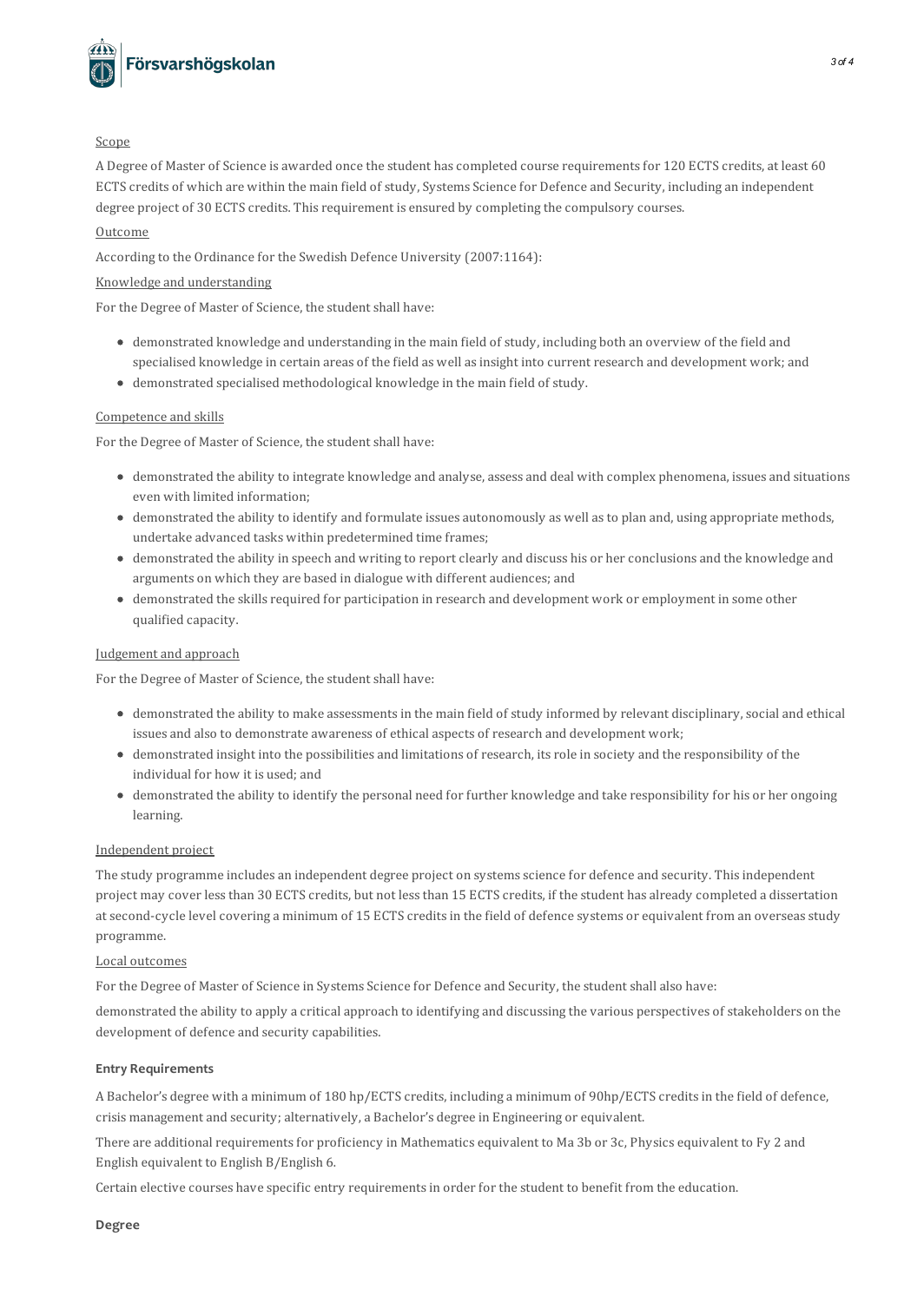Scope

A Degree of Master of Science is awarded once the student has completed course requirements for 120 ECTS credits, at least 60 ECTS credits of which are within the main field of study, Systems Science for Defence and Security, including an independent degree project of 30 ECTS credits. This requirement is ensured by completing the compulsory courses.

Outcome

According to the Ordinance for the Swedish Defence University (2007:1164):

Knowledge and understanding

For the Degree of Master of Science, the student shall have:

- demonstrated knowledge and understanding in the main field of study, including both an overview of the field and specialised knowledge in certain areas of the field as well as insight into current research and development work; and
- demonstrated specialised methodological knowledge in the main field of study.

Competence and skills

For the Degree of Master of Science, the student shall have:

- demonstrated the ability to integrate knowledge and analyse, assess and deal with complex phenomena, issues and situations even with limited information;
- demonstrated the ability to identify and formulate issues autonomously as well as to plan and, using appropriate methods, undertake advanced tasks within predetermined time frames;
- demonstrated the ability in speech and writing to report clearly and discuss his or her conclusions and the knowledge and arguments on which they are based in dialogue with different audiences; and
- demonstrated the skills required for participation in research and development work or employment in some other qualified capacity.

Judgement and approach

For the Degree of Master of Science, the student shall have:

- demonstrated the ability to make assessments in the main field of study informed by relevant disciplinary, social and ethical issues and also to demonstrate awareness of ethical aspects of research and development work;
- demonstrated insight into the possibilities and limitations of research, its role in society and the responsibility of the individual for how it is used; and
- demonstrated the ability to identify the personal need for further knowledge and take responsibility for his or her ongoing learning.

Independent project

The study programme includes an independent degree project on systems science for defence and security. This independent project may cover less than 30 ECTS credits, but not less than 15 ECTS credits, if the student has already completed a dissertation at second-cycle level covering a minimum of 15 ECTS credits in the field of defence systems or equivalent from an overseas study programme.

Local outcomes

For the Degree of Master of Science in Systems Science for Defence and Security, the student shall also have:

demonstrated the ability to apply a critical approach to identifying and discussing the various perspectives of stakeholders on the development of defence and security capabilities.

**Entry Requirements**

A Bachelor's degree with a minimum of 180 hp/ECTS credits, including a minimum of 90hp/ECTS credits in the field of defence, crisis management and security; alternatively, a Bachelor's degree in Engineering or equivalent.

There are additional requirements for proficiency in Mathematics equivalent to Ma 3b or 3c, Physics equivalent to Fy 2 and English equivalent to English B/English 6.

Certain elective courses have specific entry requirements in order for the student to benefit from the education.

**Degree**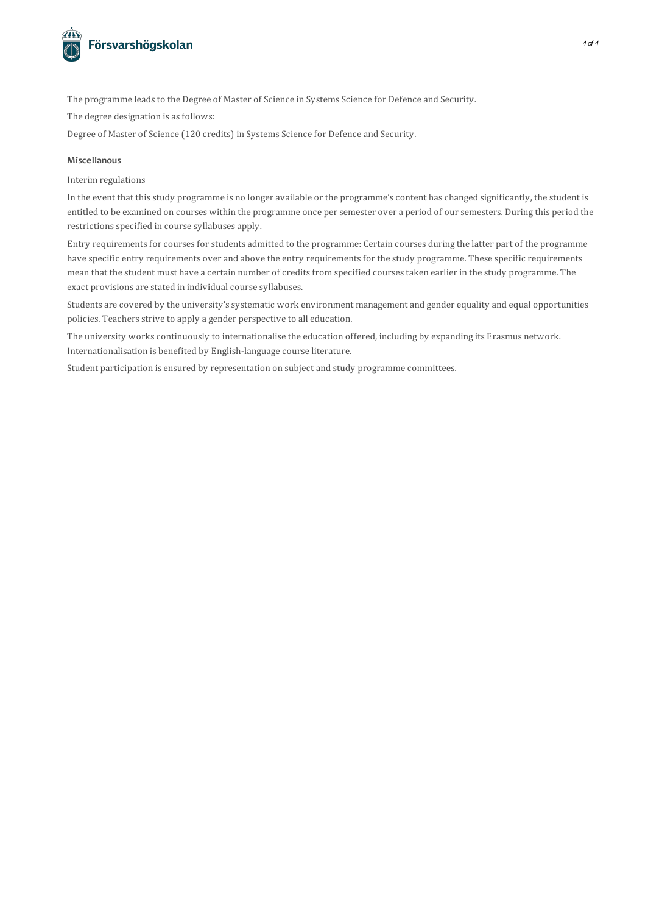The programme leads to the Degree of Master of Science in Systems Science for Defence and Security.

The degree designation is as follows:

Degree of Master of Science (120 credits) in Systems Science for Defence and Security.

### Miscellanous

Interim regulations

In the event that this study programme is no longer available or the programme's content has changed significantly, the student is entitled to be examined on courses within the programme once per semester over a period of our semesters. During this period the restrictions specified in course syllabuses apply.

Entry requirements for courses for students admitted to the programme: Certain courses during the latter part of the programme have specific entry requirements over and above the entry requirements for the study programme. These specific requirements mean that the student must have a certain number of credits from specified courses taken earlier in the study programme. The exact provisions are stated in individual course syllabuses.

Students are covered by the university's systematic work environment management and gender equality and equal opportunities policies. Teachers strive to apply a gender perspective to all education.

The university works continuously to internationalise the education offered, including by expanding its Erasmus network. Internationalisation is benefited by English-language course literature.

Student participation is ensured by representation on subject and study programme committees.